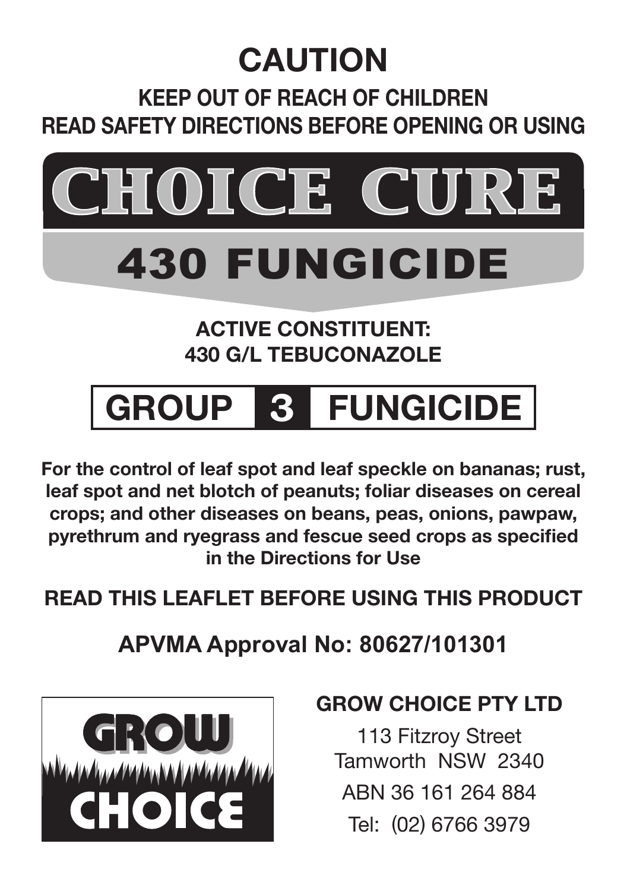# CAUTION

## KEEP OUT OF REACH OF CHILDREN

## READ SAFETY DIRECTIONS BEFORE OPENING OR USING

# CHOICE CURE

# 430 FUNGICIDE

**ACTIVE CONSTITUENT:**
**430 G/L TEBUCONAZOLE**

## GROUP 3 FUNGICIDE

**For the control of leaf spot and leaf speckle on bananas; rust, leaf spot and net blotch of peanuts; foliar diseases on cereal crops; and other diseases on beans, peas, onions, pawpaw, pyrethrum and ryegrass and fescue seed crops as specified in the Directions for Use**

**READ THIS LEAFLET BEFORE USING THIS PRODUCT**

**APVMA Approval No: 80627/101301**

GROW CHOICE

**GROW CHOICE PTY LTD**

113 Fitzroy Street
Tamworth NSW 2340
ABN 36 161 264 884
Tel: (02) 6766 3979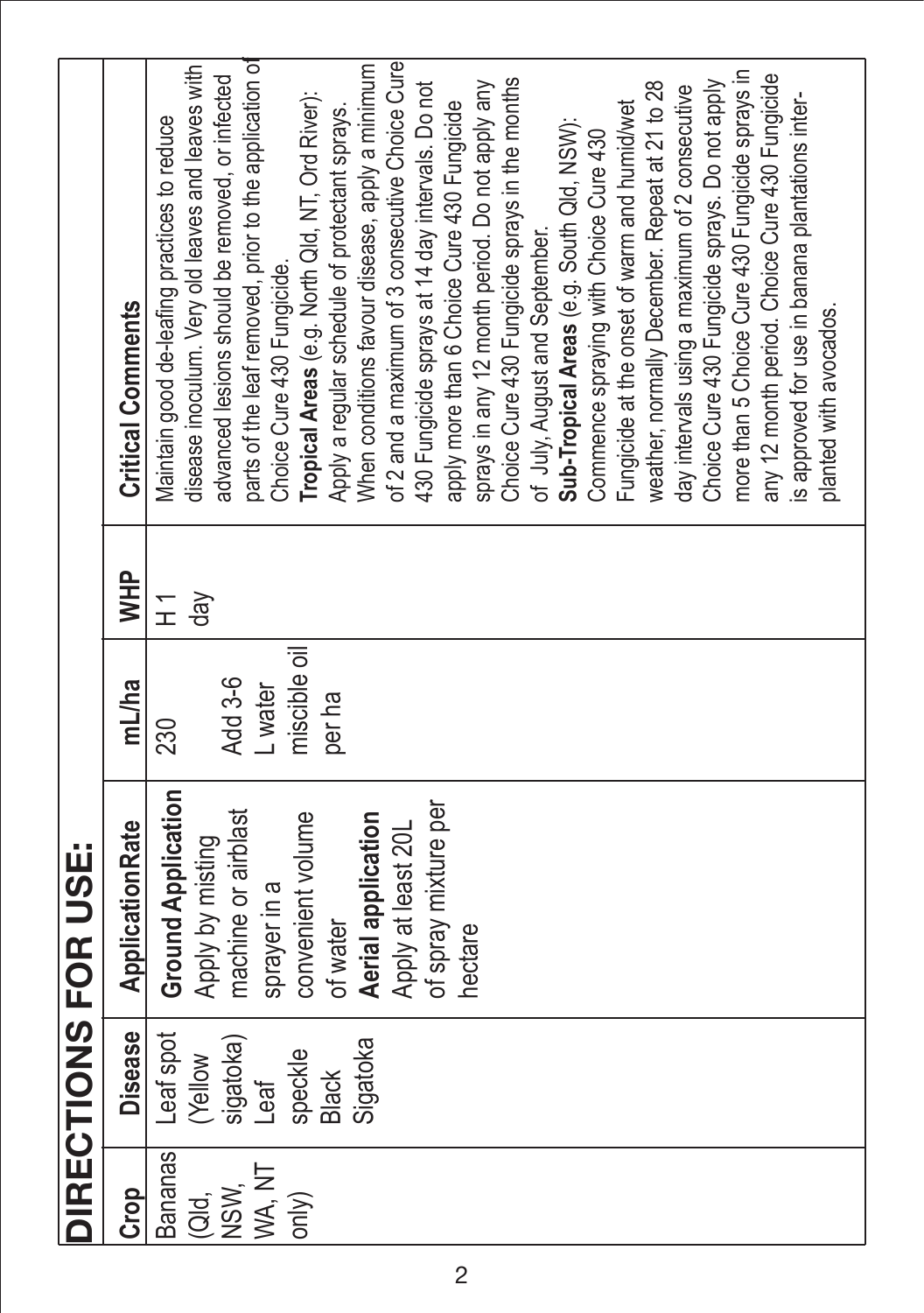## DIRECTIONS FOR USE:

| Crop | Disease | Application Rate | mL/ha | WHP | Critical Comments |
|---|---|---|---|---|---|
| Bananas (Qld, NSW, WA, NT only) | Leaf spot (Yellow sigatoka) Leaf speckle Black Sigatoka | **Ground Application** Apply by misting machine or airblast sprayer in a convenient volume of water **Aerial application** Apply at least 20L of spray mixture per hectare | 230 Add 3-6 L water miscible oil per ha | H 1 day | Maintain good de-leafing practices to reduce disease inoculum. Very old leaves and leaves with advanced lesions should be removed, or infected parts of the leaf removed, prior to the application of Choice Cure 430 Fungicide. **Tropical Areas** (e.g. North Qld, NT, Ord River): Apply a regular schedule of protectant sprays. When conditions favour disease, apply a minimum of 2 and a maximum of 3 consecutive Choice Cure 430 Fungicide sprays at 14 day intervals. Do not apply more than 6 Choice Cure 430 Fungicide sprays in any 12 month period. Do not apply any Choice Cure 430 Fungicide sprays in the months of July, August and September. **Sub-Tropical Areas** (e.g. South Qld, NSW): Commence spraying with Choice Cure 430 Fungicide at the onset of warm and humid/wet weather, normally December. Repeat at 21 to 28 day intervals using a maximum of 2 consecutive Choice Cure 430 Fungicide sprays. Do not apply more than 5 Choice Cure 430 Fungicide sprays in any 12 month period. Choice Cure 430 Fungicide is approved for use in banana plantations inter-planted with avocados. |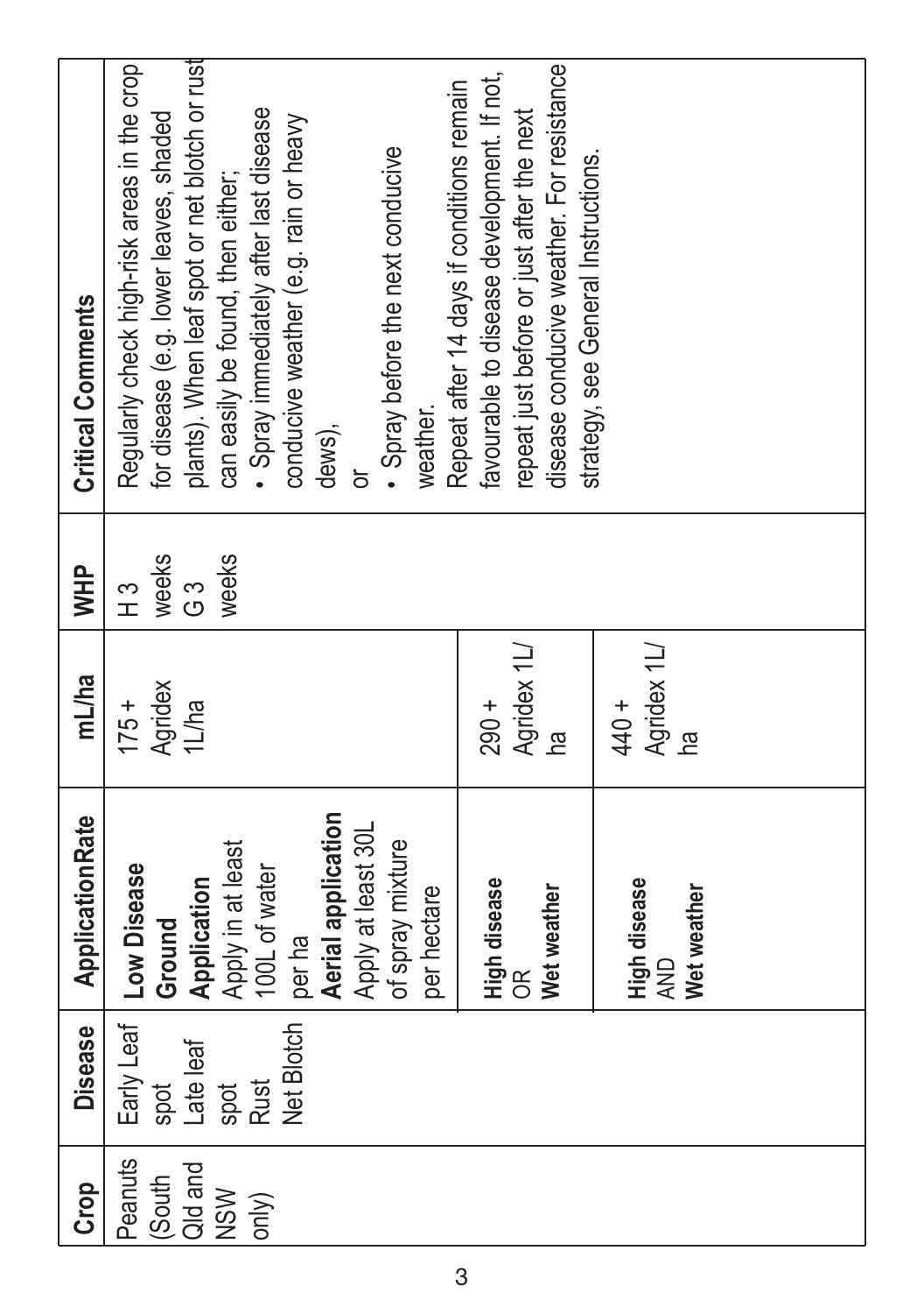| Crop | Disease | ApplicationRate | mL/ha | WHP | Critical Comments |
|---|---|---|---|---|---|
| Peanuts (South Qld and NSW only) | Early Leaf spot<br>Late leaf spot<br>Rust<br>Net Blotch | **Low Disease**<br>**Ground Application**<br>Apply in at least 100L of water per ha<br>**Aerial application**<br>Apply at least 30L of spray mixture per hectare | 175 + Agridex 1L/ha | H 3 weeks<br>G 3 weeks | Regularly check high-risk areas in the crop for disease (e.g. lower leaves, shaded plants). When leaf spot or net blotch or rust can easily be found, then either;<br>• Spray immediately after last disease conducive weather (e.g. rain or heavy dews),<br>or<br>• Spray before the next conducive weather.<br>Repeat after 14 days if conditions remain favourable to disease development. If not, repeat just before or just after the next disease conducive weather. For resistance strategy, see General Instructions. |
| | | **High disease**<br>OR<br>**Wet weather** | 290 + Agridex 1L/ha | | |
| | | **High disease**<br>AND<br>**Wet weather** | 440 + Agridex 1L/ha | | |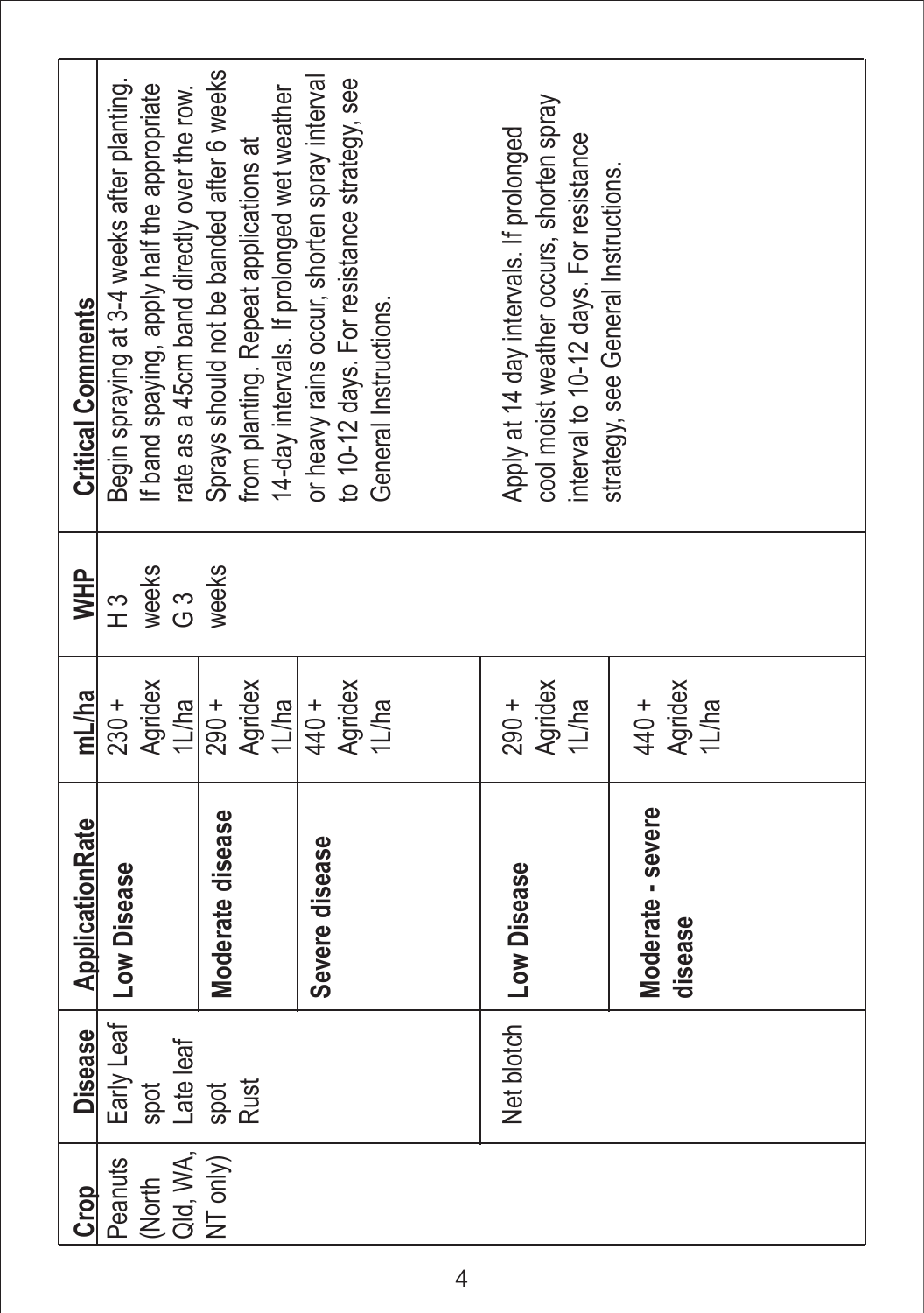| Crop | Disease | ApplicationRate | mL/ha | WHP | Critical Comments |
|---|---|---|---|---|---|
| Peanuts (North Qld, WA, NT only) | Early Leaf spot Late leaf spot Rust | **Low Disease** | 230 + Agridex 1L/ha | H 3 weeks G 3 weeks | Begin spraying at 3-4 weeks after planting. If band spaying, apply half the appropriate rate as a 45cm band directly over the row. Sprays should not be banded after 6 weeks from planting. Repeat applications at 14-day intervals. If prolonged wet weather or heavy rains occur, shorten spray interval to 10-12 days. For resistance strategy, see General Instructions. |
| | | **Moderate disease** | 290 + Agridex 1L/ha | | |
| | | **Severe disease** | 440 + Agridex 1L/ha | | |
| | Net blotch | **Low Disease** | 290 + Agridex 1L/ha | | Apply at 14 day intervals. If prolonged cool moist weather occurs, shorten spray interval to 10-12 days. For resistance strategy, see General Instructions. |
| | | **Moderate - severe disease** | 440 + Agridex 1L/ha | | |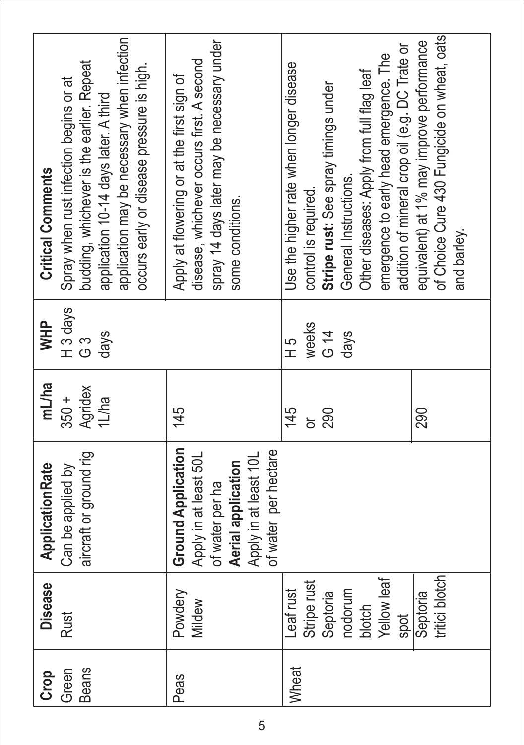| Crop | Disease | Application Rate | mL/ha | WHP | Critical Comments |
|---|---|---|---|---|---|
| Green Beans | Rust | Can be applied by aircraft or ground rig | 350 + Agridex 1L/ha | H 3 days G 3 days | Spray when rust infection begins or at budding, whichever is the earlier. Repeat application 10-14 days later. A third application may be necessary when infection occurs early or disease pressure is high. |
| Peas | Powdery Mildew | **Ground Application** Apply in at least 50L of water per ha **Aerial application** Apply in at least 10L of water per hectare | 145 | | Apply at flowering or at the first sign of disease, whichever occurs first. A second spray 14 days later may be necessary under some conditions. |
| Wheat | Leaf rust Stripe rust Septoria nodorum blotch Yellow leaf spot | | 145 or 290 | H 5 weeks G 14 days | Use the higher rate when longer disease control is required. **Stripe rust:** See spray timings under General Instructions. Other diseases: Apply from full flag leaf emergence to early head emergence. The addition of mineral crop oil (e.g. DC Trate or equivalent) at 1% may improve performance of Choice Cure 430 Fungicide on wheat, oats and barley. |
| | Septoria tritici blotch | | 290 | | |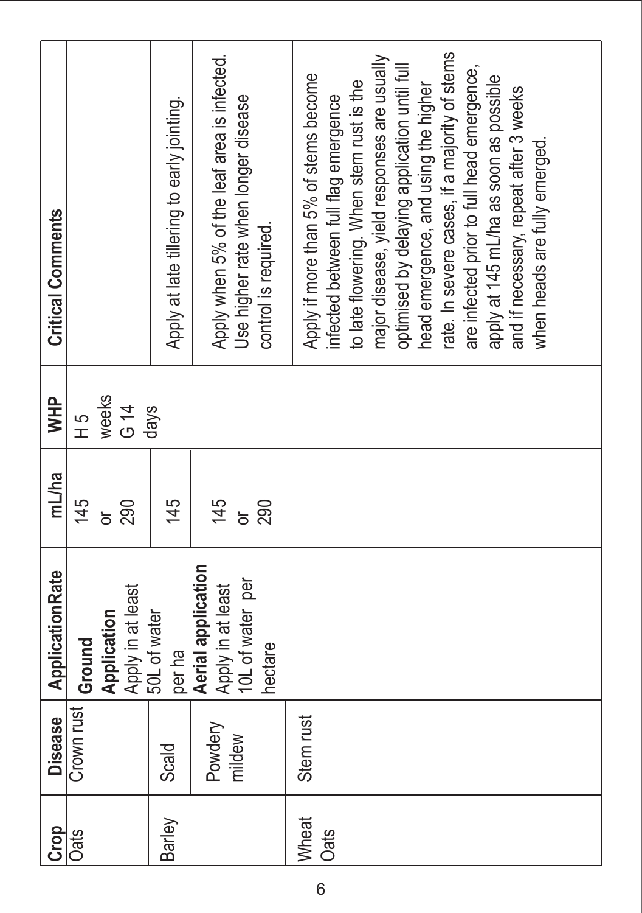| Crop | Disease | Application Rate | mL/ha | WHP | Critical Comments |
|---|---|---|---|---|---|
| Oats | Crown rust | **Ground Application** Apply in at least 50L of water per ha **Aerial application** Apply in at least 10L of water per hectare | 145 or 290 | H 5 weeks G 14 days | |
| Barley | Scald | | 145 | | Apply at late tillering to early jointing. |
| | Powdery mildew | | 145 or 290 | | Apply when 5% of the leaf area is infected. Use higher rate when longer disease control is required. |
| Wheat Oats | Stem rust | | | | Apply if more than 5% of stems become infected between full flag emergence to late flowering. When stem rust is the major disease, yield responses are usually optimised by delaying application until full head emergence, and using the higher rate. In severe cases, if a majority of stems are infected prior to full head emergence, apply at 145 mL/ha as soon as possible and if necessary, repeat after 3 weeks when heads are fully emerged. |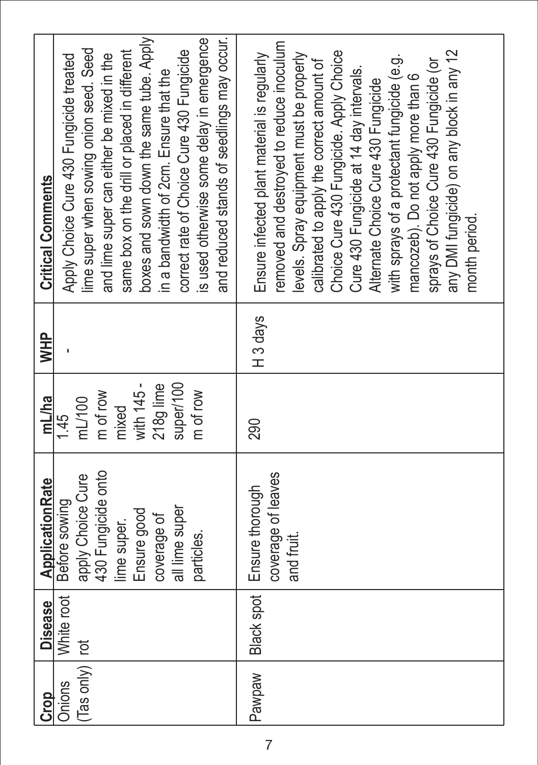| Crop | Disease | Application Rate | mL/ha | WHP | Critical Comments |
|---|---|---|---|---|---|
| Onions (Tas only) | White root rot | Before sowing apply Choice Cure 430 Fungicide onto lime super. Ensure good coverage of all lime super particles. | 1.45 mL/100 m of row mixed with 145 - 218g lime super/100 m of row | - | Apply Choice Cure 430 Fungicide treated lime super when sowing onion seed. Seed and lime super can either be mixed in the same box on the drill or placed in different boxes and sown down the same tube. Apply in a bandwidth of 2cm. Ensure that the correct rate of Choice Cure 430 Fungicide is used otherwise some delay in emergence and reduced stands of seedlings may occur. |
| Pawpaw | Black spot | Ensure thorough coverage of leaves and fruit. | 290 | H 3 days | Ensure infected plant material is regularly removed and destroyed to reduce inoculum levels. Spray equipment must be properly calibrated to apply the correct amount of Choice Cure 430 Fungicide. Apply Choice Cure 430 Fungicide at 14 day intervals. Alternate Choice Cure 430 Fungicide with sprays of a protectant fungicide (e.g. mancozeb). Do not apply more than 6 sprays of Choice Cure 430 Fungicide (or any DMI fungicide) on any block in any 12 month period. |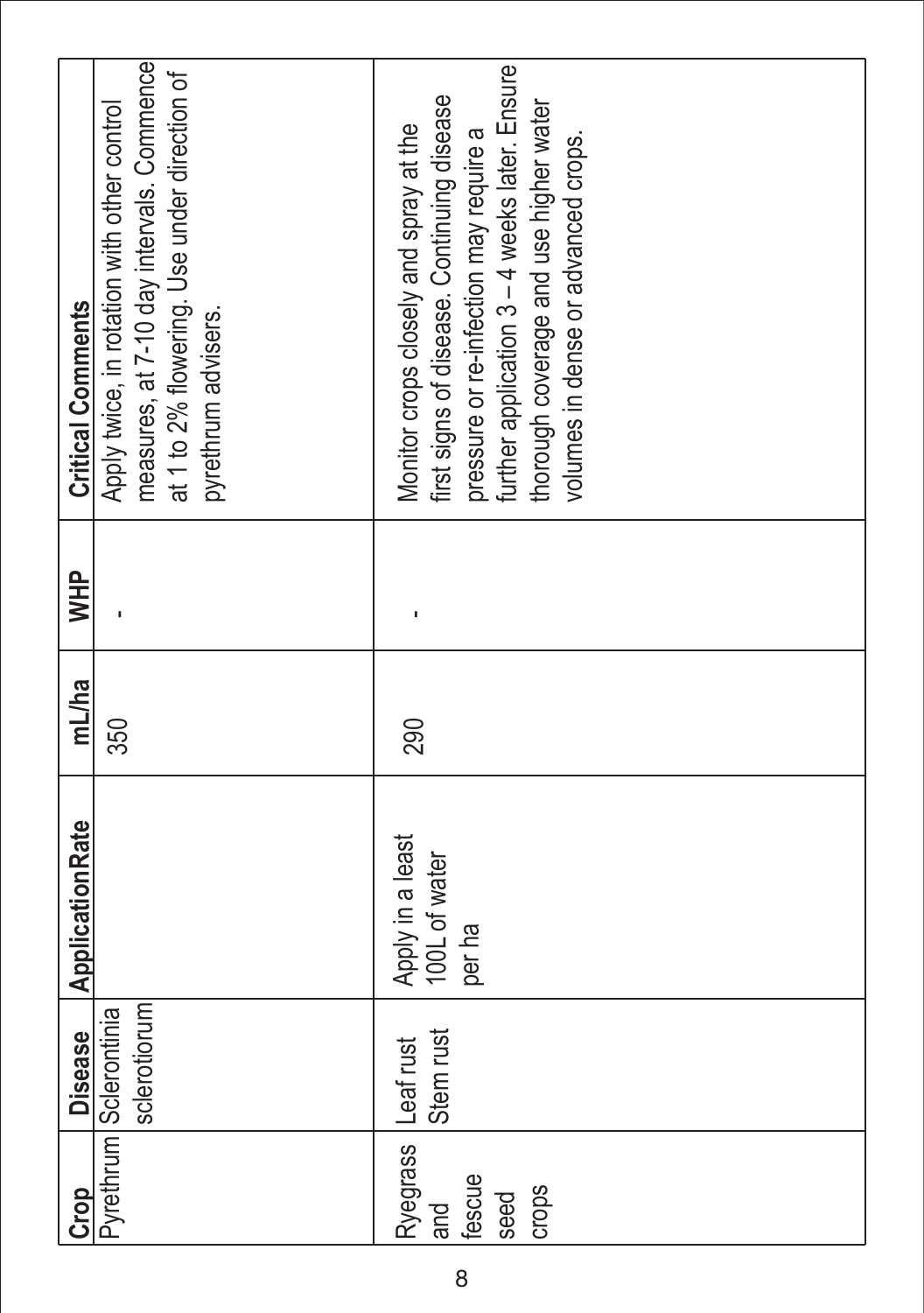| Crop | Disease | Application Rate | mL/ha | WHP | Critical Comments |
|---|---|---|---|---|---|
| Pyrethrum | Sclerontinia sclerotiorum | | 350 | - | Apply twice, in rotation with other control measures, at 7-10 day intervals. Commence at 1 to 2% flowering. Use under direction of pyrethrum advisers. |
| Ryegrass and fescue seed crops | Leaf rust Stem rust | Apply in a least 100L of water per ha | 290 | - | Monitor crops closely and spray at the first signs of disease. Continuing disease pressure or re-infection may require a further application 3 – 4 weeks later. Ensure thorough coverage and use higher water volumes in dense or advanced crops. |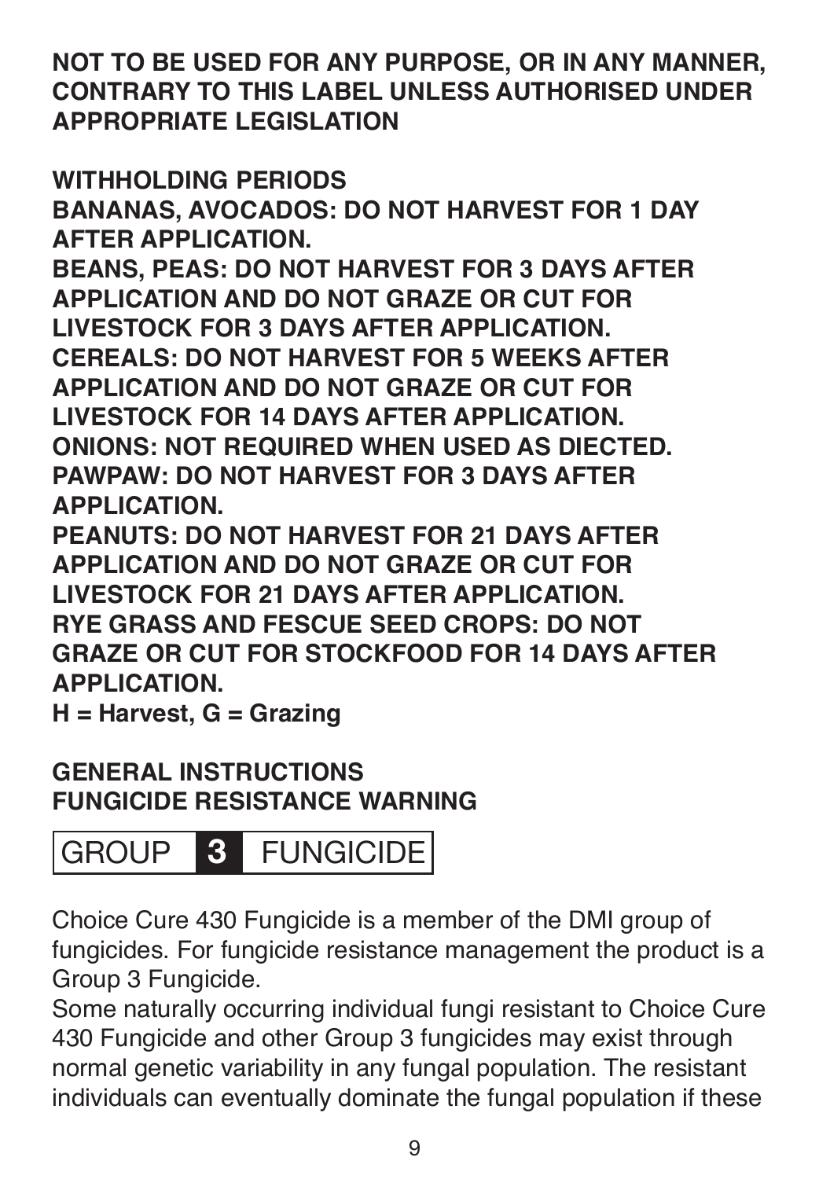**NOT TO BE USED FOR ANY PURPOSE, OR IN ANY MANNER, CONTRARY TO THIS LABEL UNLESS AUTHORISED UNDER APPROPRIATE LEGISLATION**

**WITHHOLDING PERIODS**
**BANANAS, AVOCADOS: DO NOT HARVEST FOR 1 DAY AFTER APPLICATION.**
**BEANS, PEAS: DO NOT HARVEST FOR 3 DAYS AFTER APPLICATION AND DO NOT GRAZE OR CUT FOR LIVESTOCK FOR 3 DAYS AFTER APPLICATION.**
**CEREALS: DO NOT HARVEST FOR 5 WEEKS AFTER APPLICATION AND DO NOT GRAZE OR CUT FOR LIVESTOCK FOR 14 DAYS AFTER APPLICATION.**
**ONIONS: NOT REQUIRED WHEN USED AS DIECTED.**
**PAWPAW: DO NOT HARVEST FOR 3 DAYS AFTER APPLICATION.**
**PEANUTS: DO NOT HARVEST FOR 21 DAYS AFTER APPLICATION AND DO NOT GRAZE OR CUT FOR LIVESTOCK FOR 21 DAYS AFTER APPLICATION.**
**RYE GRASS AND FESCUE SEED CROPS: DO NOT GRAZE OR CUT FOR STOCKFOOD FOR 14 DAYS AFTER APPLICATION.**
**H = Harvest, G = Grazing**

**GENERAL INSTRUCTIONS**
**FUNGICIDE RESISTANCE WARNING**

GROUP **3** FUNGICIDE

Choice Cure 430 Fungicide is a member of the DMI group of fungicides. For fungicide resistance management the product is a Group 3 Fungicide.
Some naturally occurring individual fungi resistant to Choice Cure 430 Fungicide and other Group 3 fungicides may exist through normal genetic variability in any fungal population. The resistant individuals can eventually dominate the fungal population if these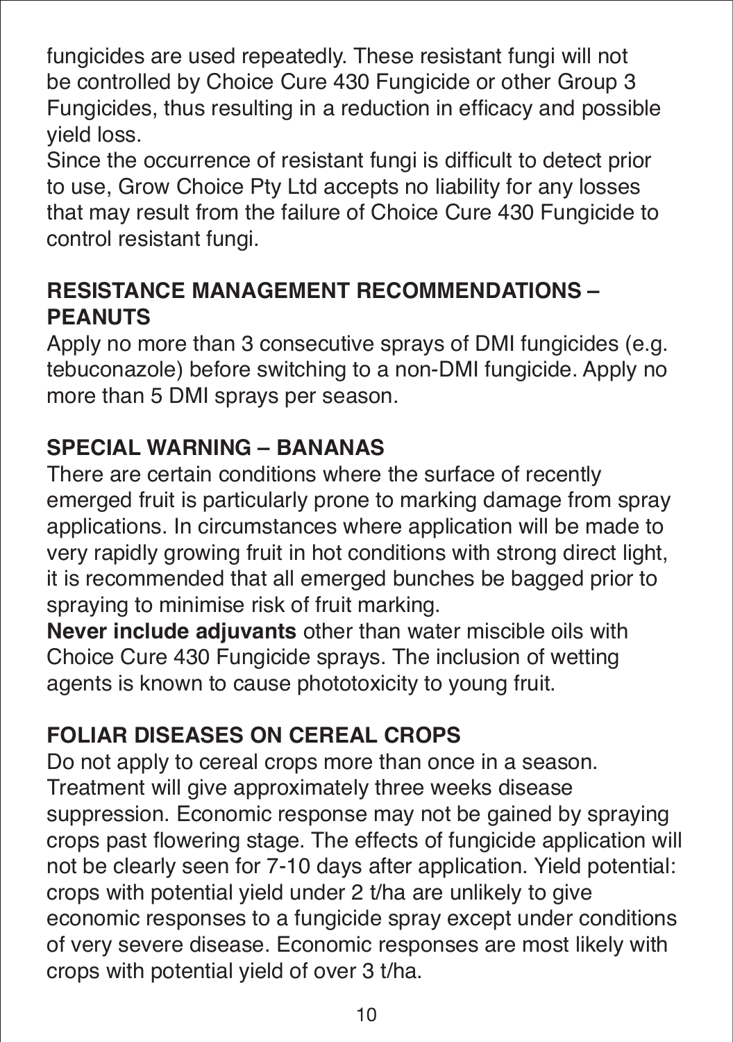fungicides are used repeatedly. These resistant fungi will not be controlled by Choice Cure 430 Fungicide or other Group 3 Fungicides, thus resulting in a reduction in efficacy and possible yield loss.
Since the occurrence of resistant fungi is difficult to detect prior to use, Grow Choice Pty Ltd accepts no liability for any losses that may result from the failure of Choice Cure 430 Fungicide to control resistant fungi.

## RESISTANCE MANAGEMENT RECOMMENDATIONS – PEANUTS

Apply no more than 3 consecutive sprays of DMI fungicides (e.g. tebuconazole) before switching to a non-DMI fungicide. Apply no more than 5 DMI sprays per season.

## SPECIAL WARNING – BANANAS

There are certain conditions where the surface of recently emerged fruit is particularly prone to marking damage from spray applications. In circumstances where application will be made to very rapidly growing fruit in hot conditions with strong direct light, it is recommended that all emerged bunches be bagged prior to spraying to minimise risk of fruit marking.
**Never include adjuvants** other than water miscible oils with Choice Cure 430 Fungicide sprays. The inclusion of wetting agents is known to cause phototoxicity to young fruit.

## FOLIAR DISEASES ON CEREAL CROPS

Do not apply to cereal crops more than once in a season. Treatment will give approximately three weeks disease suppression. Economic response may not be gained by spraying crops past flowering stage. The effects of fungicide application will not be clearly seen for 7-10 days after application. Yield potential: crops with potential yield under 2 t/ha are unlikely to give economic responses to a fungicide spray except under conditions of very severe disease. Economic responses are most likely with crops with potential yield of over 3 t/ha.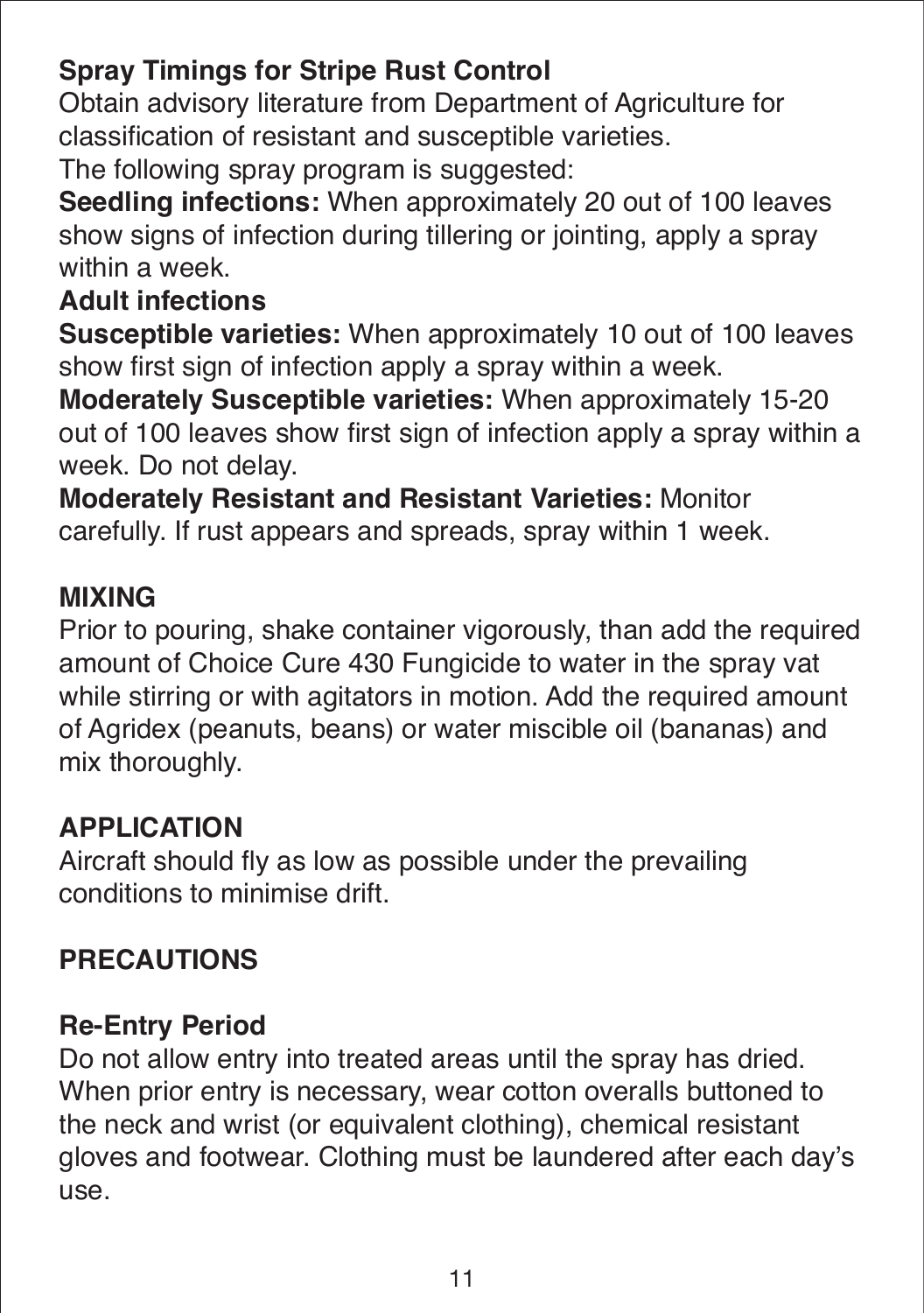**Spray Timings for Stripe Rust Control**

Obtain advisory literature from Department of Agriculture for classification of resistant and susceptible varieties.

The following spray program is suggested:

**Seedling infections:** When approximately 20 out of 100 leaves show signs of infection during tillering or jointing, apply a spray within a week.

**Adult infections**

**Susceptible varieties:** When approximately 10 out of 100 leaves show first sign of infection apply a spray within a week.

**Moderately Susceptible varieties:** When approximately 15-20 out of 100 leaves show first sign of infection apply a spray within a week. Do not delay.

**Moderately Resistant and Resistant Varieties:** Monitor carefully. If rust appears and spreads, spray within 1 week.

## MIXING

Prior to pouring, shake container vigorously, than add the required amount of Choice Cure 430 Fungicide to water in the spray vat while stirring or with agitators in motion. Add the required amount of Agridex (peanuts, beans) or water miscible oil (bananas) and mix thoroughly.

## APPLICATION

Aircraft should fly as low as possible under the prevailing conditions to minimise drift.

## PRECAUTIONS

### Re-Entry Period

Do not allow entry into treated areas until the spray has dried. When prior entry is necessary, wear cotton overalls buttoned to the neck and wrist (or equivalent clothing), chemical resistant gloves and footwear. Clothing must be laundered after each day's use.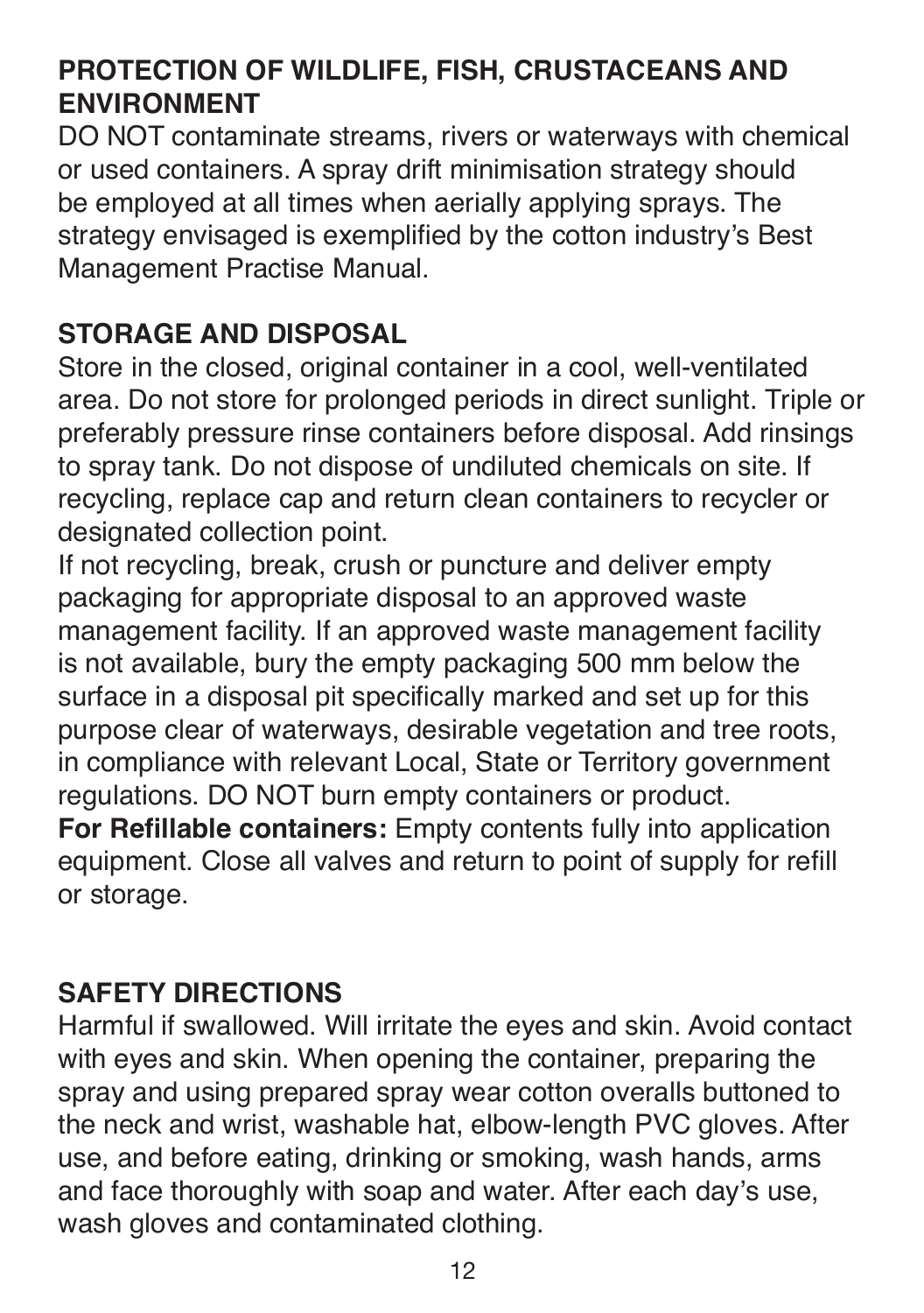## PROTECTION OF WILDLIFE, FISH, CRUSTACEANS AND ENVIRONMENT

DO NOT contaminate streams, rivers or waterways with chemical or used containers. A spray drift minimisation strategy should be employed at all times when aerially applying sprays. The strategy envisaged is exemplified by the cotton industry's Best Management Practise Manual.

## STORAGE AND DISPOSAL

Store in the closed, original container in a cool, well-ventilated area. Do not store for prolonged periods in direct sunlight. Triple or preferably pressure rinse containers before disposal. Add rinsings to spray tank. Do not dispose of undiluted chemicals on site. If recycling, replace cap and return clean containers to recycler or designated collection point.

If not recycling, break, crush or puncture and deliver empty packaging for appropriate disposal to an approved waste management facility. If an approved waste management facility is not available, bury the empty packaging 500 mm below the surface in a disposal pit specifically marked and set up for this purpose clear of waterways, desirable vegetation and tree roots, in compliance with relevant Local, State or Territory government regulations. DO NOT burn empty containers or product.

**For Refillable containers:** Empty contents fully into application equipment. Close all valves and return to point of supply for refill or storage.

## SAFETY DIRECTIONS

Harmful if swallowed. Will irritate the eyes and skin. Avoid contact with eyes and skin. When opening the container, preparing the spray and using prepared spray wear cotton overalls buttoned to the neck and wrist, washable hat, elbow-length PVC gloves. After use, and before eating, drinking or smoking, wash hands, arms and face thoroughly with soap and water. After each day's use, wash gloves and contaminated clothing.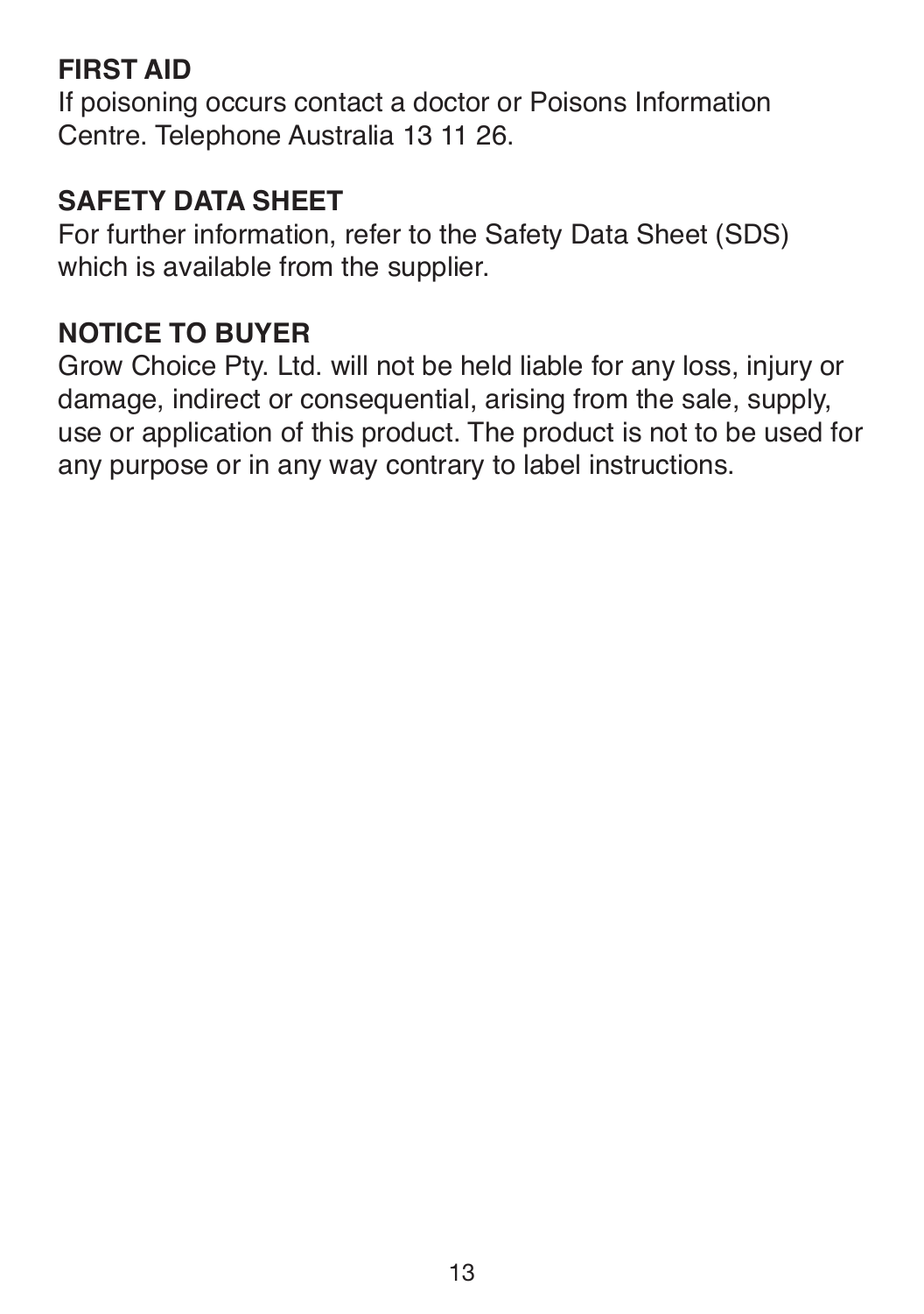**FIRST AID**
If poisoning occurs contact a doctor or Poisons Information Centre. Telephone Australia 13 11 26.

**SAFETY DATA SHEET**
For further information, refer to the Safety Data Sheet (SDS) which is available from the supplier.

**NOTICE TO BUYER**
Grow Choice Pty. Ltd. will not be held liable for any loss, injury or damage, indirect or consequential, arising from the sale, supply, use or application of this product. The product is not to be used for any purpose or in any way contrary to label instructions.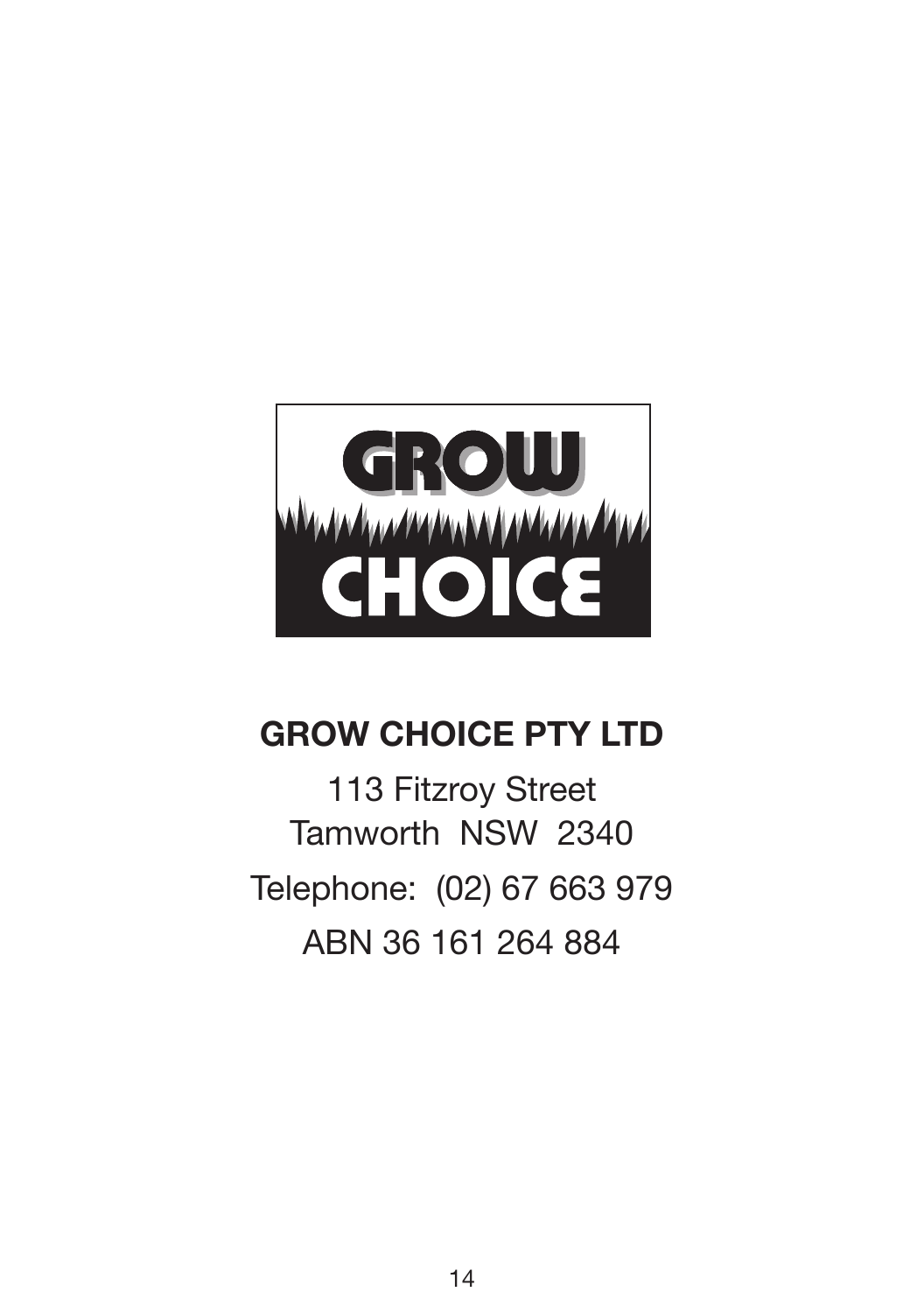GROW CHOICE

**GROW CHOICE PTY LTD**

113 Fitzroy Street
Tamworth NSW 2340

Telephone: (02) 67 663 979

ABN 36 161 264 884